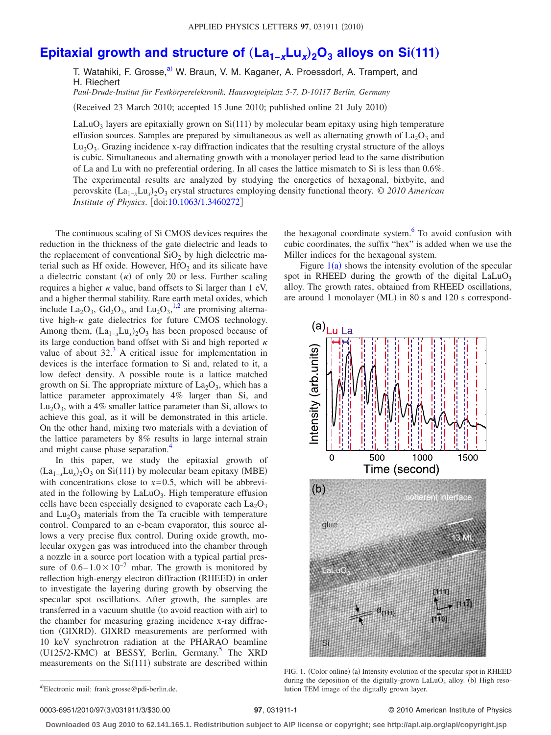# Epitaxial growth and structure of $(La_{1-x}Lu_x)_2O_3$ alloys on Si(111)

T. Watahiki, F. Grosse,[a] W. Braun, V. M. Kaganer, A. Proessdorf, A. Trampert, and H. Riechert

*Paul-Drude-Institut für Festkörperelektronik, Hausvogteiplatz 5-7, D-10117 Berlin, Germany*

(Received 23 March 2010; accepted 15 June 2010; published online 21 July 2010)

$LaLuO_3$ layers are epitaxially grown on Si(111) by molecular beam epitaxy using high temperature effusion sources. Samples are prepared by simultaneous as well as alternating growth of $La_2O_3$ and $Lu_2O_3$. Grazing incidence x-ray diffraction indicates that the resulting crystal structure of the alloys is cubic. Simultaneous and alternating growth with a monolayer period lead to the same distribution of La and Lu with no preferential ordering. In all cases the lattice mismatch to Si is less than 0.6%. The experimental results are analyzed by studying the energetics of hexagonal, bixbyite, and perovskite $(La_{1-x}Lu_x)_2O_3$ crystal structures employing density functional theory. © *2010 American Institute of Physics*. [doi:10.1063/1.3460272]

The continuous scaling of Si CMOS devices requires the reduction in the thickness of the gate dielectric and leads to the replacement of conventional $SiO_2$ by high dielectric material such as Hf oxide. However, $HfO_2$ and its silicate have a dielectric constant ($\kappa$) of only 20 or less. Further scaling requires a higher $\kappa$ value, band offsets to Si larger than 1 eV, and a higher thermal stability. Rare earth metal oxides, which include $La_2O_3$, $Gd_2O_3$, and $Lu_2O_3$,[1,2] are promising alternative high-$\kappa$ gate dielectrics for future CMOS technology. Among them, $(La_{1-x}Lu_x)_2O_3$ has been proposed because of its large conduction band offset with Si and high reported $\kappa$ value of about 32.[3] A critical issue for implementation in devices is the interface formation to Si and, related to it, a low defect density. A possible route is a lattice matched growth on Si. The appropriate mixture of $La_2O_3$, which has a lattice parameter approximately 4% larger than Si, and $Lu_2O_3$, with a 4% smaller lattice parameter than Si, allows to achieve this goal, as it will be demonstrated in this article. On the other hand, mixing two materials with a deviation of the lattice parameters by 8% results in large internal strain and might cause phase separation.[4]

In this paper, we study the epitaxial growth of $(La_{1-x}Lu_x)_2O_3$ on Si(111) by molecular beam epitaxy (MBE) with concentrations close to $x=0.5$, which will be abbreviated in the following by $LaLuO_3$. High temperature effusion cells have been especially designed to evaporate each $La_2O_3$ and $Lu_2O_3$ materials from the Ta crucible with temperature control. Compared to an e-beam evaporator, this source allows a very precise flux control. During oxide growth, molecular oxygen gas was introduced into the chamber through a nozzle in a source port location with a typical partial pressure of $0.6-1.0\times10^{-7}$ mbar. The growth is monitored by reflection high-energy electron diffraction (RHEED) in order to investigate the layering during growth by observing the specular spot oscillations. After growth, the samples are transferred in a vacuum shuttle (to avoid reaction with air) to the chamber for measuring grazing incidence x-ray diffraction (GIXRD). GIXRD measurements are performed with 10 keV synchrotron radiation at the PHARAO beamline (U125/2-KMC) at BESSY, Berlin, Germany.[5] The XRD measurements on the Si(111) substrate are described within the hexagonal coordinate system.[6] To avoid confusion with cubic coordinates, the suffix "hex" is added when we use the Miller indices for the hexagonal system.

Figure 1(a) shows the intensity evolution of the specular spot in RHEED during the growth of the digital $LaLuO_3$ alloy. The growth rates, obtained from RHEED oscillations, are around 1 monolayer (ML) in 80 s and 120 s correspond-

FIG. 1. (Color online) (a) Intensity evolution of the specular spot in RHEED during the deposition of the digitally-grown $LaLuO_3$ alloy. (b) High resolution TEM image of the digitally grown layer.

[a]Electronic mail: frank.grosse@pdi-berlin.de.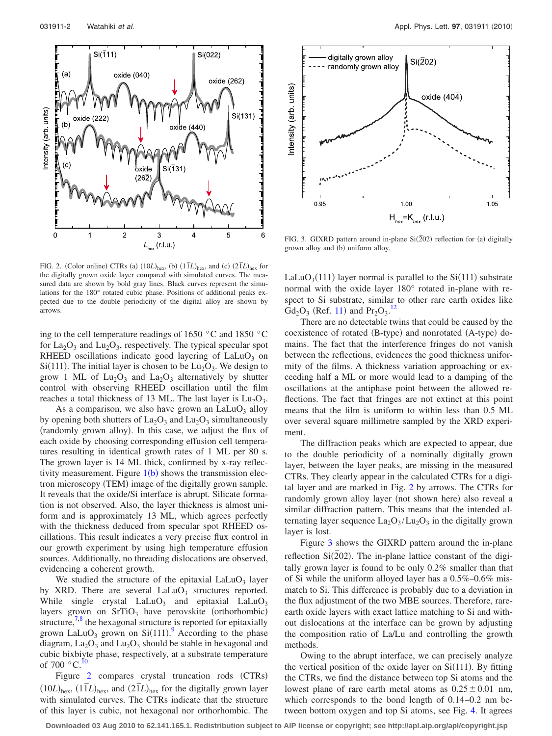FIG. 2. (Color online) CTRs (a) $(10L)_{hex}$, (b) $(1\bar{1}L)_{hex}$, and (c) $(2\bar{1}L)_{hex}$ for the digitally grown oxide layer compared with simulated curves. The measured data are shown by bold gray lines. Black curves represent the simulations for the 180° rotated cubic phase. Positions of additional peaks expected due to the double periodicity of the digital alloy are shown by arrows.

FIG. 3. GIXRD pattern around in-plane $Si(\bar{2}02)$ reflection for (a) digitally grown alloy and (b) uniform alloy.

ing to the cell temperature readings of 1650 °C and 1850 °C for $La_2O_3$ and $Lu_2O_3$, respectively. The typical specular spot RHEED oscillations indicate good layering of $LaLuO_3$ on Si(111). The initial layer is chosen to be $Lu_2O_3$. We design to grow 1 ML of $Lu_2O_3$ and $La_2O_3$ alternatively by shutter control with observing RHEED oscillation until the film reaches a total thickness of 13 ML. The last layer is $Lu_2O_3$.

As a comparison, we also have grown an $LaLuO_3$ alloy by opening both shutters of $La_2O_3$ and $Lu_2O_3$ simultaneously (randomly grown alloy). In this case, we adjust the flux of each oxide by choosing corresponding effusion cell temperatures resulting in identical growth rates of 1 ML per 80 s. The grown layer is 14 ML thick, confirmed by x-ray reflectivity measurement. Figure 1(b) shows the transmission electron microscopy (TEM) image of the digitally grown sample. It reveals that the oxide/Si interface is abrupt. Silicate formation is not observed. Also, the layer thickness is almost uniform and is approximately 13 ML, which agrees perfectly with the thickness deduced from specular spot RHEED oscillations. This result indicates a very precise flux control in our growth experiment by using high temperature effusion sources. Additionally, no threading dislocations are observed, evidencing a coherent growth.

We studied the structure of the epitaxial $LaLuO_3$ layer by XRD. There are several $LaLuO_3$ structures reported. While single crystal $LaLuO_3$ and epitaxial $LaLuO_3$ layers grown on $SrTiO_3$ have perovskite (orthorhombic) structure,[7,8] the hexagonal structure is reported for epitaxially grown $LaLuO_3$ grown on Si(111).[9] According to the phase diagram, $La_2O_3$ and $Lu_2O_3$ should be stable in hexagonal and cubic bixbiyte phase, respectively, at a substrate temperature of 700 °C.[10]

Figure 2 compares crystal truncation rods (CTRs) $(10L)_{hex}$, $(1\bar{1}L)_{hex}$, and $(2\bar{1}L)_{hex}$ for the digitally grown layer with simulated curves. The CTRs indicate that the structure of this layer is cubic, not hexagonal nor orthorhombic. The $LaLuO_3(111)$ layer normal is parallel to the Si(111) substrate normal with the oxide layer 180° rotated in-plane with respect to Si substrate, similar to other rare earth oxides like $Gd_2O_3$ (Ref. 11) and $Pr_2O_3$.[12]

There are no detectable twins that could be caused by the coexistence of rotated (B-type) and nonrotated (A-type) domains. The fact that the interference fringes do not vanish between the reflections, evidences the good thickness uniformity of the films. A thickness variation approaching or exceeding half a ML or more would lead to a damping of the oscillations at the antiphase point between the allowed reflections. The fact that fringes are not extinct at this point means that the film is uniform to within less than 0.5 ML over several square millimetre sampled by the XRD experiment.

The diffraction peaks which are expected to appear, due to the double periodicity of a nominally digitally grown layer, between the layer peaks, are missing in the measured CTRs. They clearly appear in the calculated CTRs for a digital layer and are marked in Fig. 2 by arrows. The CTRs for randomly grown alloy layer (not shown here) also reveal a similar diffraction pattern. This means that the intended alternating layer sequence $La_2O_3/Lu_2O_3$ in the digitally grown layer is lost.

Figure 3 shows the GIXRD pattern around the in-plane reflection $Si(\bar{2}02)$. The in-plane lattice constant of the digitally grown layer is found to be only 0.2% smaller than that of Si while the uniform alloyed layer has a 0.5%–0.6% mismatch to Si. This difference is probably due to a deviation in the flux adjustment of the two MBE sources. Therefore, rare-earth oxide layers with exact lattice matching to Si and without dislocations at the interface can be grown by adjusting the composition ratio of La/Lu and controlling the growth methods.

Owing to the abrupt interface, we can precisely analyze the vertical position of the oxide layer on Si(111). By fitting the CTRs, we find the distance between top Si atoms and the lowest plane of rare earth metal atoms as $0.25 \pm 0.01$ nm, which corresponds to the bond length of 0.14–0.2 nm between bottom oxygen and top Si atoms, see Fig. 4. It agrees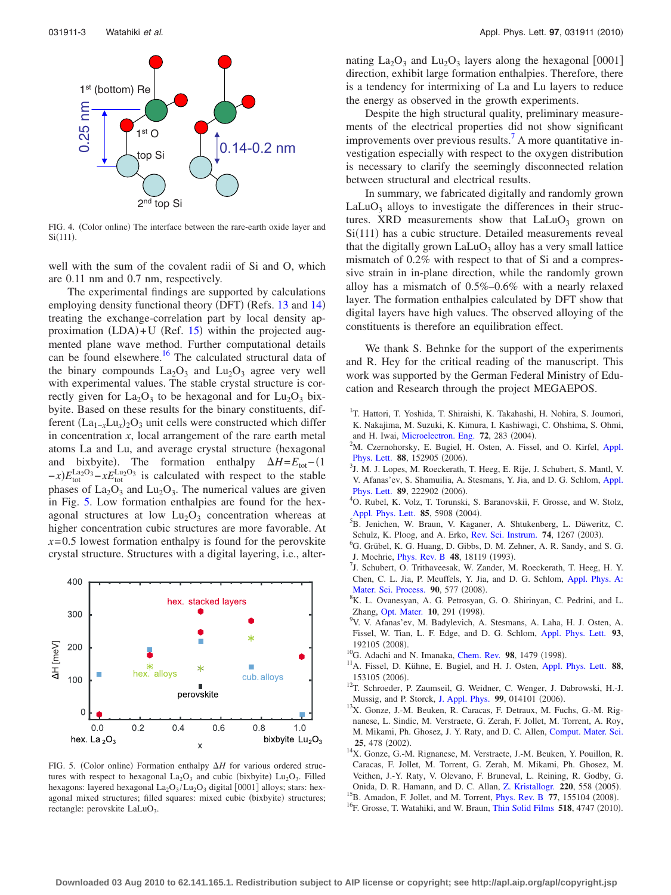1[st] (bottom) Re

0.25 nm

1[st] O

top Si

2[nd] top Si

0.14-0.2 nm

FIG. 4. (Color online) The interface between the rare-earth oxide layer and Si(111).

well with the sum of the covalent radii of Si and O, which are 0.11 nm and 0.7 nm, respectively.

The experimental findings are supported by calculations employing density functional theory (DFT) (Refs. 13 and 14) treating the exchange-correlation part by local density approximation (LDA)+U (Ref. 15) within the projected augmented plane wave method. Further computational details can be found elsewhere.[16] The calculated structural data of the binary compounds $La_2O_3$ and $Lu_2O_3$ agree very well with experimental values. The stable crystal structure is correctly given for $La_2O_3$ to be hexagonal and for $Lu_2O_3$ bixbyite. Based on these results for the binary constituents, different $(La_{1-x}Lu_x)_2O_3$ unit cells were constructed which differ in concentration $x$, local arrangement of the rare earth metal atoms La and Lu, and average crystal structure (hexagonal and bixbyite). The formation enthalpy $\Delta H = E_{tot} - (1-x)E_{tot}^{La_2O_3} - xE_{tot}^{Lu_2O_3}$ is calculated with respect to the stable phases of $La_2O_3$ and $Lu_2O_3$. The numerical values are given in Fig. 5. Low formation enthalpies are found for the hexagonal structures at low $Lu_2O_3$ concentration whereas at higher concentration cubic structures are more favorable. At $x=0.5$ lowest formation enthalpy is found for the perovskite crystal structure. Structures with a digital layering, i.e., alternating $La_2O_3$ and $Lu_2O_3$ layers along the hexagonal [0001] direction, exhibit large formation enthalpies. Therefore, there is a tendency for intermixing of La and Lu layers to reduce the energy as observed in the growth experiments.

Despite the high structural quality, preliminary measurements of the electrical properties did not show significant improvements over previous results.[7] A more quantitative investigation especially with respect to the oxygen distribution is necessary to clarify the seemingly disconnected relation between structural and electrical results.

In summary, we fabricated digitally and randomly grown $LaLuO_3$ alloys to investigate the differences in their structures. XRD measurements show that $LaLuO_3$ grown on Si(111) has a cubic structure. Detailed measurements reveal that the digitally grown $LaLuO_3$ alloy has a very small lattice mismatch of 0.2% with respect to that of Si and a compressive strain in in-plane direction, while the randomly grown alloy has a mismatch of 0.5%–0.6% with a nearly relaxed layer. The formation enthalpies calculated by DFT show that digital layers have high values. The observed alloying of the constituents is therefore an equilibration effect.

We thank S. Behnke for the support of the experiments and R. Hey for the critical reading of the manuscript. This work was supported by the German Federal Ministry of Education and Research through the project MEGAEPOS.

ΔH [meV]

400
300
200
100
0

hex. stacked layers

hex. alloys

cub. alloys

perovskite

0.0 0.2 0.4 0.6 0.8 1.0

hex. $La_2O_3$

x

bixbyite $Lu_2O_3$

FIG. 5. (Color online) Formation enthalpy $\Delta H$ for various ordered structures with respect to hexagonal $La_2O_3$ and cubic (bixbyite) $Lu_2O_3$. Filled hexagons: layered hexagonal $La_2O_3/Lu_2O_3$ digital [0001] alloys; stars: hexagonal mixed structures; filled squares: mixed cubic (bixbyite) structures; rectangle: perovskite $LaLuO_3$.

[1] T. Hattori, T. Yoshida, T. Shiraishi, K. Takahashi, H. Nohira, S. Joumori, K. Nakajima, M. Suzuki, K. Kimura, I. Kashiwagi, C. Ohshima, S. Ohmi, and H. Iwai, Microelectron. Eng. **72**, 283 (2004).

[2] M. Czernohorsky, E. Bugiel, H. Osten, A. Fissel, and O. Kirfel, Appl. Phys. Lett. **88**, 152905 (2006).

[3] J. M. J. Lopes, M. Roeckerath, T. Heeg, E. Rije, J. Schubert, S. Mantl, V. V. Afanas'ev, S. Shamuilia, A. Stesmans, Y. Jia, and D. G. Schlom, Appl. Phys. Lett. **89**, 222902 (2006).

[4] O. Rubel, K. Volz, T. Torunski, S. Baranovskii, F. Grosse, and W. Stolz, Appl. Phys. Lett. **85**, 5908 (2004).

[5] B. Jenichen, W. Braun, V. Kaganer, A. Shtukenberg, L. Däweritz, C. Schulz, K. Ploog, and A. Erko, Rev. Sci. Instrum. **74**, 1267 (2003).

[6] G. Grübel, K. G. Huang, D. Gibbs, D. M. Zehner, A. R. Sandy, and S. G. J. Mochrie, Phys. Rev. B **48**, 18119 (1993).

[7] J. Schubert, O. Trithaveesak, W. Zander, M. Roeckerath, T. Heeg, H. Y. Chen, C. L. Jia, P. Meuffels, Y. Jia, and D. G. Schlom, Appl. Phys. A: Mater. Sci. Process. **90**, 577 (2008).

[8] K. L. Ovanesyan, A. G. Petrosyan, G. O. Shirinyan, C. Pedrini, and L. Zhang, Opt. Mater. **10**, 291 (1998).

[9] V. V. Afanas'ev, M. Badylevich, A. Stesmans, A. Laha, H. J. Osten, A. Fissel, W. Tian, L. F. Edge, and D. G. Schlom, Appl. Phys. Lett. **93**, 192105 (2008).

[10] G. Adachi and N. Imanaka, Chem. Rev. **98**, 1479 (1998).

[11] A. Fissel, D. Kühne, E. Bugiel, and H. J. Osten, Appl. Phys. Lett. **88**, 153105 (2006).

[12] T. Schroeder, P. Zaumseil, G. Weidner, C. Wenger, J. Dabrowski, H.-J. Mussig, and P. Storck, J. Appl. Phys. **99**, 014101 (2006).

[13] X. Gonze, J.-M. Beuken, R. Caracas, F. Detraux, M. Fuchs, G.-M. Rignanese, L. Sindic, M. Verstraete, G. Zerah, F. Jollet, M. Torrent, A. Roy, M. Mikami, Ph. Ghosez, J. Y. Raty, and D. C. Allen, Comput. Mater. Sci. **25**, 478 (2002).

[14] X. Gonze, G.-M. Rignanese, M. Verstraete, J.-M. Beuken, Y. Pouillon, R. Caracas, F. Jollet, M. Torrent, G. Zerah, M. Mikami, Ph. Ghosez, M. Veithen, J.-Y. Raty, V. Olevano, F. Bruneval, L. Reining, R. Godby, G. Onida, D. R. Hamann, and D. C. Allan, Z. Kristallogr. **220**, 558 (2005).

[15] B. Amadon, F. Jollet, and M. Torrent, Phys. Rev. B **77**, 155104 (2008).

[16] F. Grosse, T. Watahiki, and W. Braun, Thin Solid Films **518**, 4747 (2010).